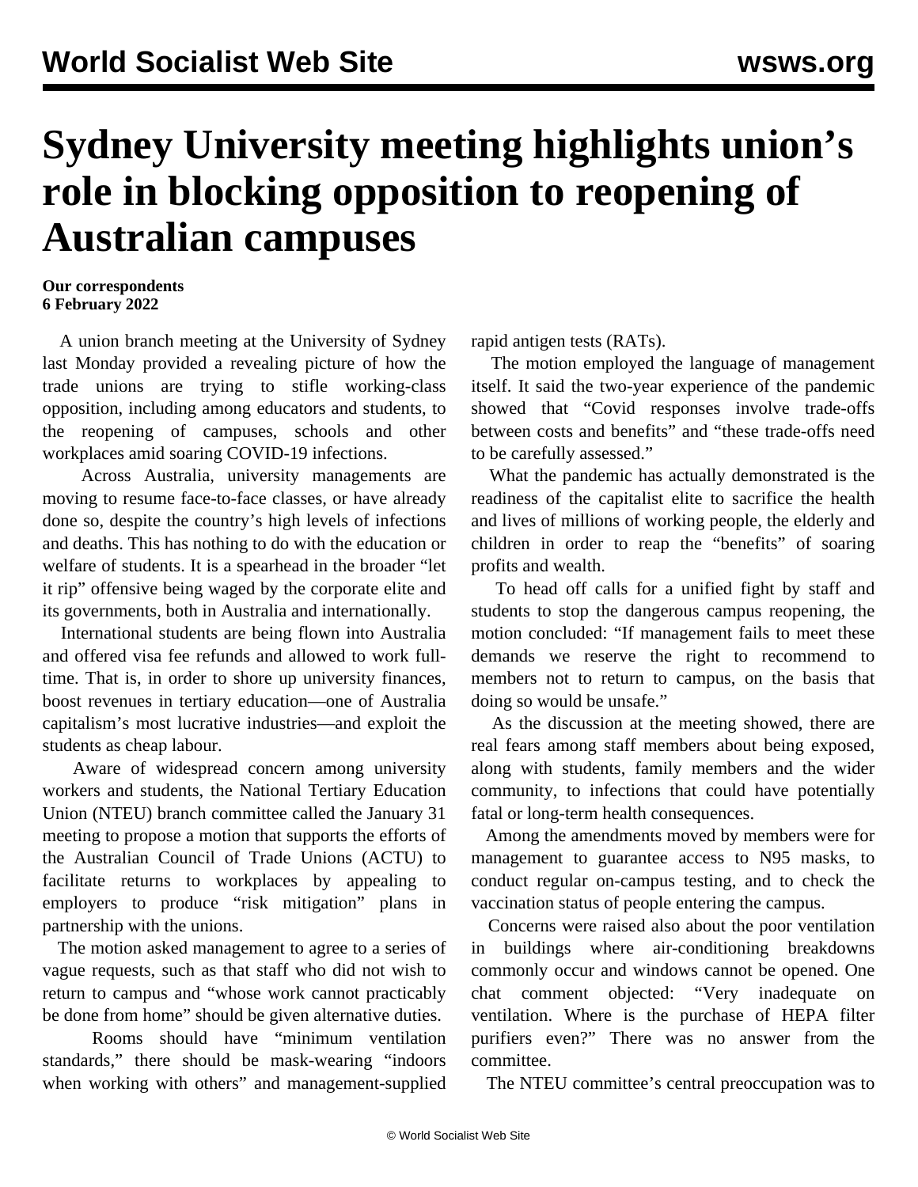# Sydney University meeting highlights union's role in blocking opposition to reopening of Australian campuses

**Our correspondents**
**6 February 2022**

A union branch meeting at the University of Sydney last Monday provided a revealing picture of how the trade unions are trying to stifle working-class opposition, including among educators and students, to the reopening of campuses, schools and other workplaces amid soaring COVID-19 infections.

Across Australia, university managements are moving to resume face-to-face classes, or have already done so, despite the country's high levels of infections and deaths. This has nothing to do with the education or welfare of students. It is a spearhead in the broader "let it rip" offensive being waged by the corporate elite and its governments, both in Australia and internationally.

International students are being flown into Australia and offered visa fee refunds and allowed to work full-time. That is, in order to shore up university finances, boost revenues in tertiary education—one of Australia capitalism's most lucrative industries—and exploit the students as cheap labour.

Aware of widespread concern among university workers and students, the National Tertiary Education Union (NTEU) branch committee called the January 31 meeting to propose a motion that supports the efforts of the Australian Council of Trade Unions (ACTU) to facilitate returns to workplaces by appealing to employers to produce "risk mitigation" plans in partnership with the unions.

The motion asked management to agree to a series of vague requests, such as that staff who did not wish to return to campus and "whose work cannot practicably be done from home" should be given alternative duties.

Rooms should have "minimum ventilation standards," there should be mask-wearing "indoors when working with others" and management-supplied rapid antigen tests (RATs).

The motion employed the language of management itself. It said the two-year experience of the pandemic showed that "Covid responses involve trade-offs between costs and benefits" and "these trade-offs need to be carefully assessed."

What the pandemic has actually demonstrated is the readiness of the capitalist elite to sacrifice the health and lives of millions of working people, the elderly and children in order to reap the "benefits" of soaring profits and wealth.

To head off calls for a unified fight by staff and students to stop the dangerous campus reopening, the motion concluded: "If management fails to meet these demands we reserve the right to recommend to members not to return to campus, on the basis that doing so would be unsafe."

As the discussion at the meeting showed, there are real fears among staff members about being exposed, along with students, family members and the wider community, to infections that could have potentially fatal or long-term health consequences.

Among the amendments moved by members were for management to guarantee access to N95 masks, to conduct regular on-campus testing, and to check the vaccination status of people entering the campus.

Concerns were raised also about the poor ventilation in buildings where air-conditioning breakdowns commonly occur and windows cannot be opened. One chat comment objected: "Very inadequate on ventilation. Where is the purchase of HEPA filter purifiers even?" There was no answer from the committee.

The NTEU committee's central preoccupation was to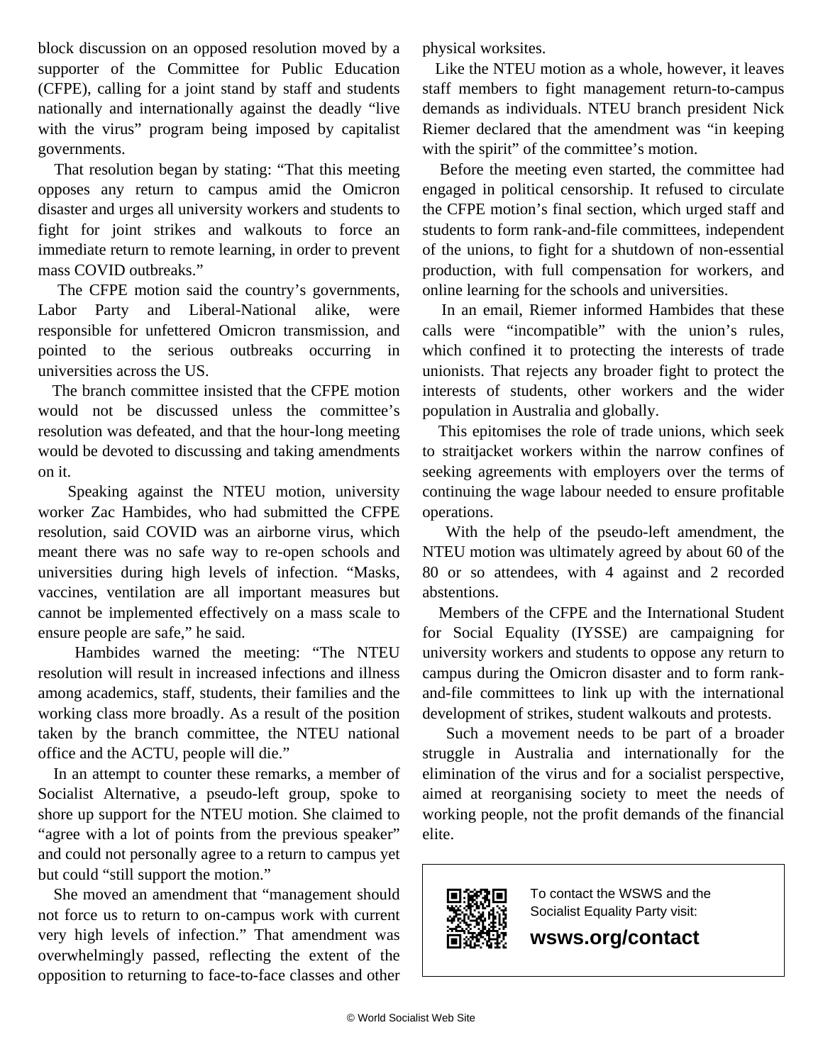block discussion on an opposed resolution moved by a supporter of the Committee for Public Education (CFPE), calling for a joint stand by staff and students nationally and internationally against the deadly "live with the virus" program being imposed by capitalist governments.

That resolution began by stating: "That this meeting opposes any return to campus amid the Omicron disaster and urges all university workers and students to fight for joint strikes and walkouts to force an immediate return to remote learning, in order to prevent mass COVID outbreaks."

The CFPE motion said the country's governments, Labor Party and Liberal-National alike, were responsible for unfettered Omicron transmission, and pointed to the serious outbreaks occurring in universities across the US.

The branch committee insisted that the CFPE motion would not be discussed unless the committee's resolution was defeated, and that the hour-long meeting would be devoted to discussing and taking amendments on it.

Speaking against the NTEU motion, university worker Zac Hambides, who had submitted the CFPE resolution, said COVID was an airborne virus, which meant there was no safe way to re-open schools and universities during high levels of infection. "Masks, vaccines, ventilation are all important measures but cannot be implemented effectively on a mass scale to ensure people are safe," he said.

Hambides warned the meeting: "The NTEU resolution will result in increased infections and illness among academics, staff, students, their families and the working class more broadly. As a result of the position taken by the branch committee, the NTEU national office and the ACTU, people will die."

In an attempt to counter these remarks, a member of Socialist Alternative, a pseudo-left group, spoke to shore up support for the NTEU motion. She claimed to "agree with a lot of points from the previous speaker" and could not personally agree to a return to campus yet but could "still support the motion."

She moved an amendment that "management should not force us to return to on-campus work with current very high levels of infection." That amendment was overwhelmingly passed, reflecting the extent of the opposition to returning to face-to-face classes and other physical worksites.

Like the NTEU motion as a whole, however, it leaves staff members to fight management return-to-campus demands as individuals. NTEU branch president Nick Riemer declared that the amendment was "in keeping with the spirit" of the committee's motion.

Before the meeting even started, the committee had engaged in political censorship. It refused to circulate the CFPE motion's final section, which urged staff and students to form rank-and-file committees, independent of the unions, to fight for a shutdown of non-essential production, with full compensation for workers, and online learning for the schools and universities.

In an email, Riemer informed Hambides that these calls were "incompatible" with the union's rules, which confined it to protecting the interests of trade unionists. That rejects any broader fight to protect the interests of students, other workers and the wider population in Australia and globally.

This epitomises the role of trade unions, which seek to straitjacket workers within the narrow confines of seeking agreements with employers over the terms of continuing the wage labour needed to ensure profitable operations.

With the help of the pseudo-left amendment, the NTEU motion was ultimately agreed by about 60 of the 80 or so attendees, with 4 against and 2 recorded abstentions.

Members of the CFPE and the International Student for Social Equality (IYSSE) are campaigning for university workers and students to oppose any return to campus during the Omicron disaster and to form rank-and-file committees to link up with the international development of strikes, student walkouts and protests.

Such a movement needs to be part of a broader struggle in Australia and internationally for the elimination of the virus and for a socialist perspective, aimed at reorganising society to meet the needs of working people, not the profit demands of the financial elite.

To contact the WSWS and the Socialist Equality Party visit:

**wsws.org/contact**